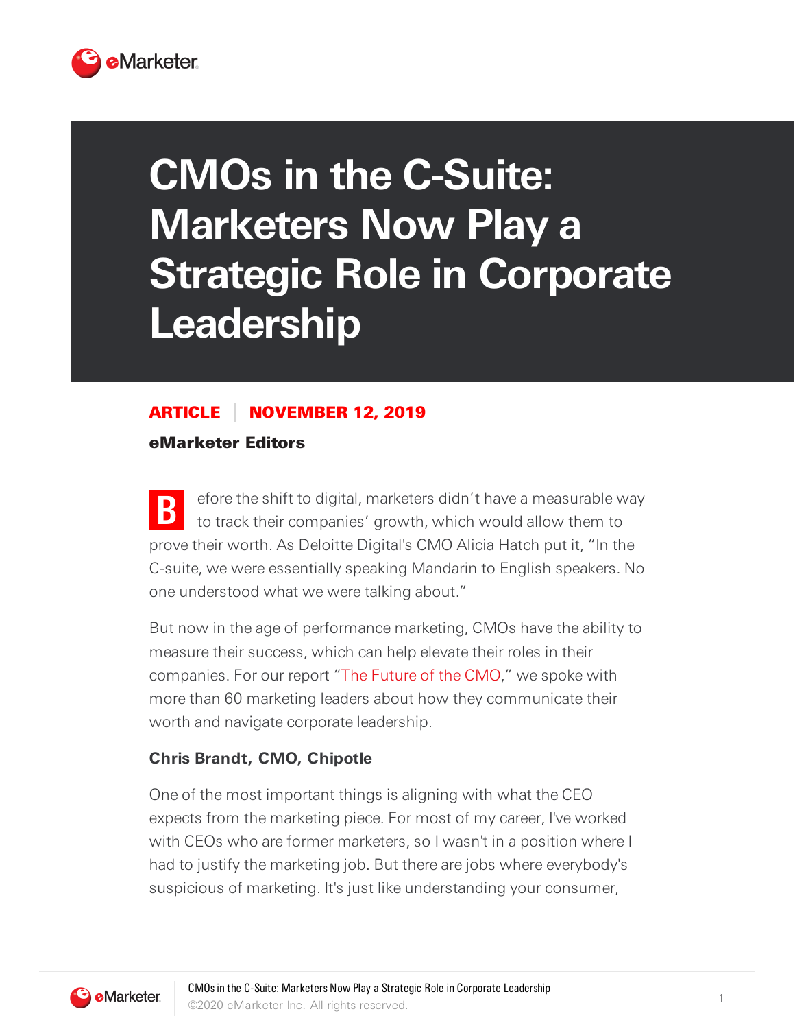# CMOs in the C-Suite: Marketers Now Play a Strategic Role in Corporate Leadership

**ARTICLE | NOVEMBER 12, 2019**

**eMarketer Editors**

Before the shift to digital, marketers didn't have a measurable way to track their companies' growth, which would allow them to prove their worth. As Deloitte Digital's CMO Alicia Hatch put it, "In the C-suite, we were essentially speaking Mandarin to English speakers. No one understood what we were talking about."

But now in the age of performance marketing, CMOs have the ability to measure their success, which can help elevate their roles in their companies. For our report "The Future of the CMO," we spoke with more than 60 marketing leaders about how they communicate their worth and navigate corporate leadership.

**Chris Brandt, CMO, Chipotle**

One of the most important things is aligning with what the CEO expects from the marketing piece. For most of my career, I've worked with CEOs who are former marketers, so I wasn't in a position where I had to justify the marketing job. But there are jobs where everybody's suspicious of marketing. It's just like understanding your consumer,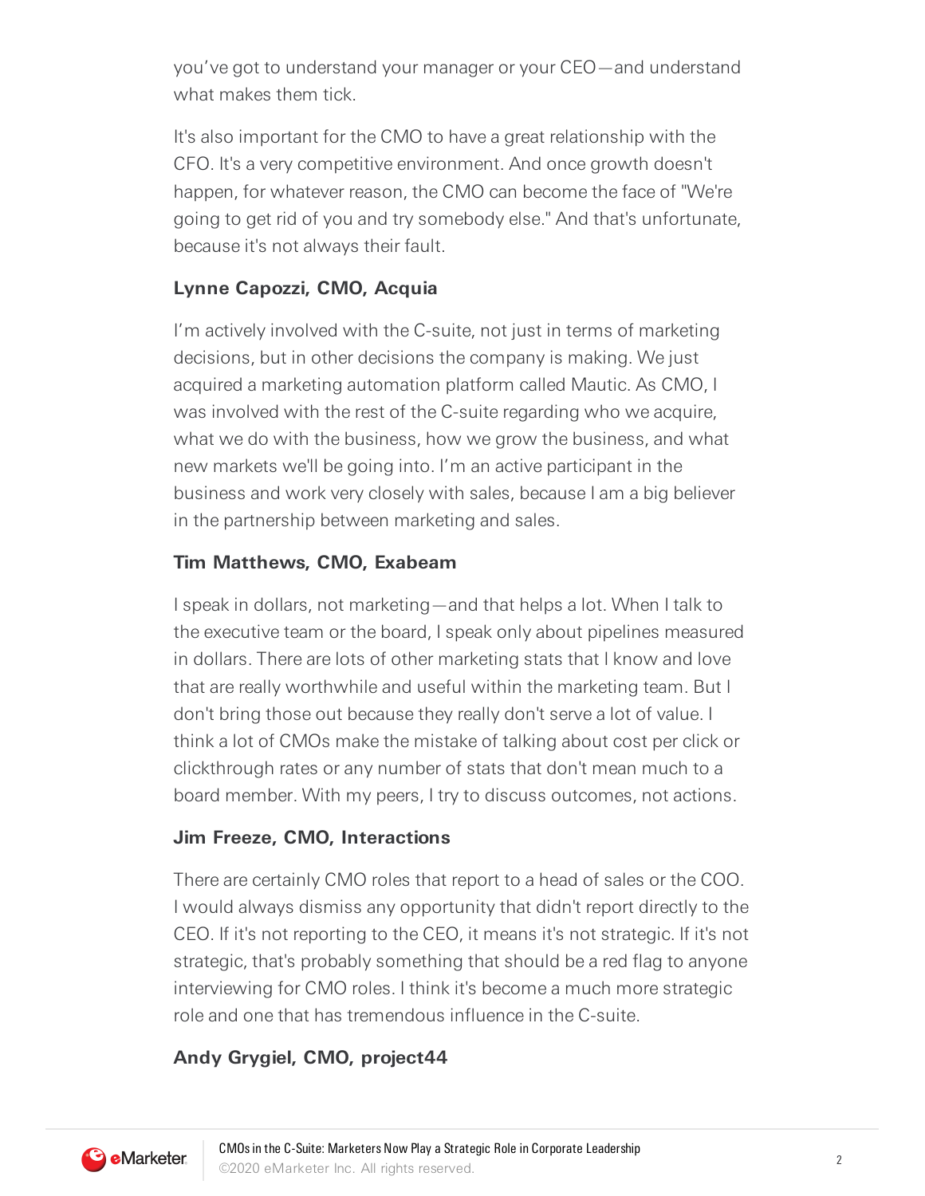you've got to understand your manager or your CEO—and understand what makes them tick.

It's also important for the CMO to have a great relationship with the CFO. It's a very competitive environment. And once growth doesn't happen, for whatever reason, the CMO can become the face of "We're going to get rid of you and try somebody else." And that's unfortunate, because it's not always their fault.

**Lynne Capozzi, CMO, Acquia**

I'm actively involved with the C-suite, not just in terms of marketing decisions, but in other decisions the company is making. We just acquired a marketing automation platform called Mautic. As CMO, I was involved with the rest of the C-suite regarding who we acquire, what we do with the business, how we grow the business, and what new markets we'll be going into. I'm an active participant in the business and work very closely with sales, because I am a big believer in the partnership between marketing and sales.

**Tim Matthews, CMO, Exabeam**

I speak in dollars, not marketing—and that helps a lot. When I talk to the executive team or the board, I speak only about pipelines measured in dollars. There are lots of other marketing stats that I know and love that are really worthwhile and useful within the marketing team. But I don't bring those out because they really don't serve a lot of value. I think a lot of CMOs make the mistake of talking about cost per click or clickthrough rates or any number of stats that don't mean much to a board member. With my peers, I try to discuss outcomes, not actions.

**Jim Freeze, CMO, Interactions**

There are certainly CMO roles that report to a head of sales or the COO. I would always dismiss any opportunity that didn't report directly to the CEO. If it's not reporting to the CEO, it means it's not strategic. If it's not strategic, that's probably something that should be a red flag to anyone interviewing for CMO roles. I think it's become a much more strategic role and one that has tremendous influence in the C-suite.

**Andy Grygiel, CMO, project44**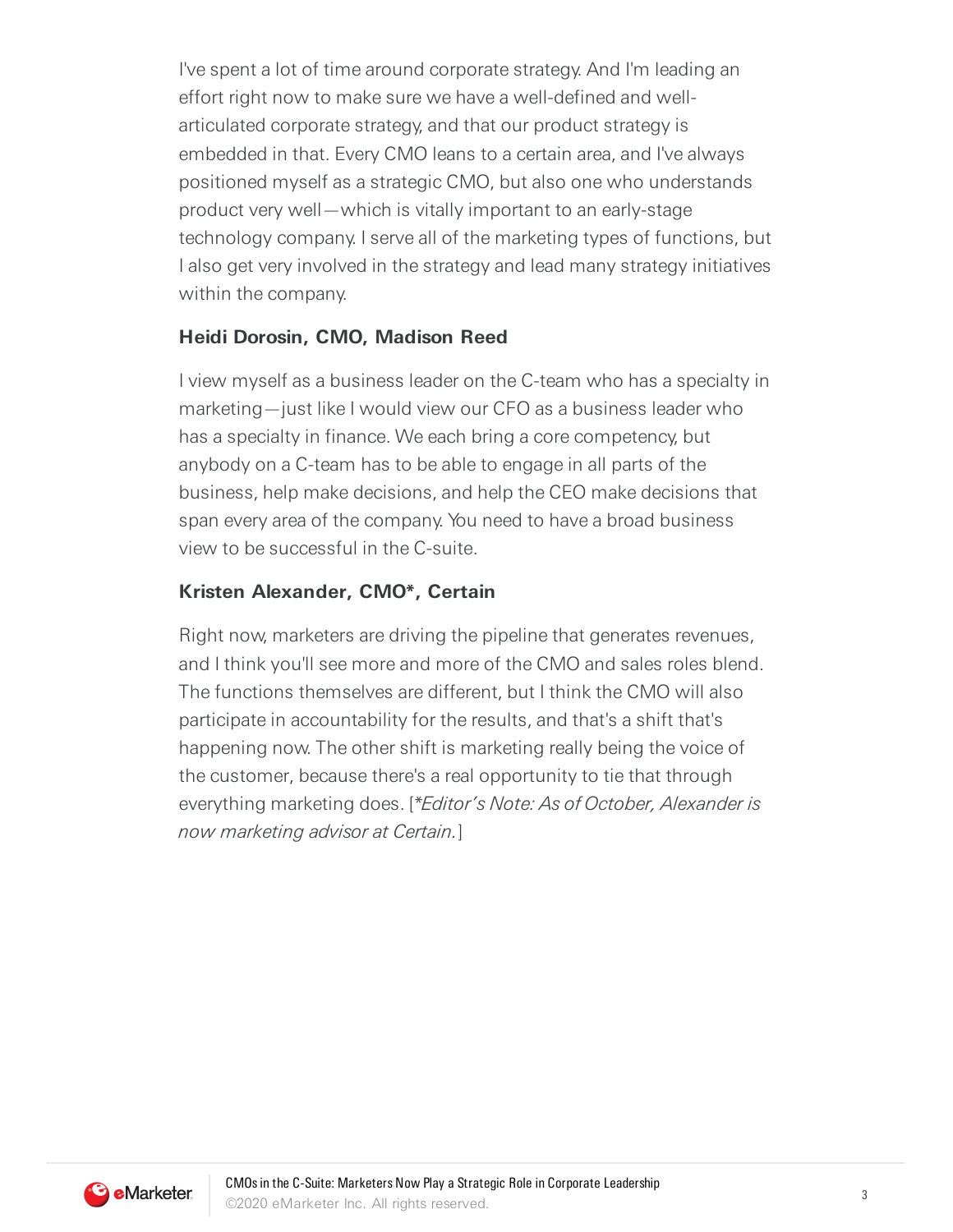I've spent a lot of time around corporate strategy. And I'm leading an effort right now to make sure we have a well-defined and well-articulated corporate strategy, and that our product strategy is embedded in that. Every CMO leans to a certain area, and I've always positioned myself as a strategic CMO, but also one who understands product very well—which is vitally important to an early-stage technology company. I serve all of the marketing types of functions, but I also get very involved in the strategy and lead many strategy initiatives within the company.

**Heidi Dorosin, CMO, Madison Reed**

I view myself as a business leader on the C-team who has a specialty in marketing—just like I would view our CFO as a business leader who has a specialty in finance. We each bring a core competency, but anybody on a C-team has to be able to engage in all parts of the business, help make decisions, and help the CEO make decisions that span every area of the company. You need to have a broad business view to be successful in the C-suite.

**Kristen Alexander, CMO*, Certain**

Right now, marketers are driving the pipeline that generates revenues, and I think you'll see more and more of the CMO and sales roles blend. The functions themselves are different, but I think the CMO will also participate in accountability for the results, and that's a shift that's happening now. The other shift is marketing really being the voice of the customer, because there's a real opportunity to tie that through everything marketing does. [*Editor's Note: As of October, Alexander is now marketing advisor at Certain.*]